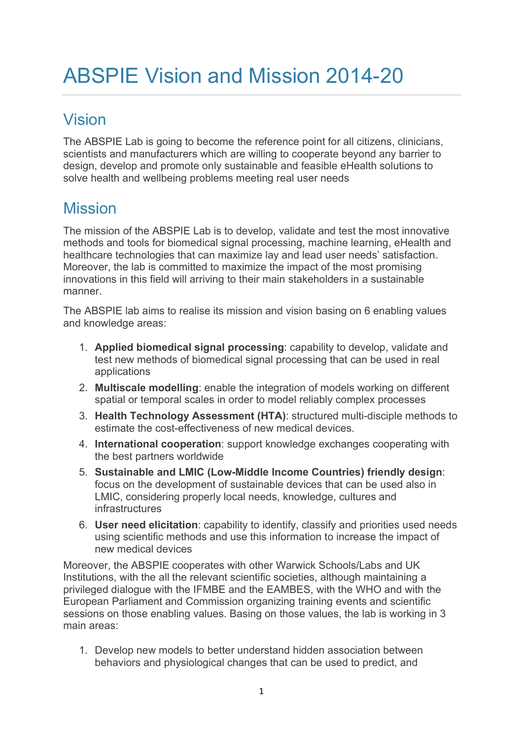# ABSPIE Vision and Mission 2014-20

## Vision

The ABSPIE Lab is going to become the reference point for all citizens, clinicians, scientists and manufacturers which are willing to cooperate beyond any barrier to design, develop and promote only sustainable and feasible eHealth solutions to solve health and wellbeing problems meeting real user needs

## Mission

The mission of the ABSPIE Lab is to develop, validate and test the most innovative methods and tools for biomedical signal processing, machine learning, eHealth and healthcare technologies that can maximize lay and lead user needs' satisfaction. Moreover, the lab is committed to maximize the impact of the most promising innovations in this field will arriving to their main stakeholders in a sustainable manner.

The ABSPIE lab aims to realise its mission and vision basing on 6 enabling values and knowledge areas:

1. **Applied biomedical signal processing**: capability to develop, validate and test new methods of biomedical signal processing that can be used in real applications
2. **Multiscale modelling**: enable the integration of models working on different spatial or temporal scales in order to model reliably complex processes
3. **Health Technology Assessment (HTA)**: structured multi-disciple methods to estimate the cost-effectiveness of new medical devices.
4. **International cooperation**: support knowledge exchanges cooperating with the best partners worldwide
5. **Sustainable and LMIC (Low-Middle Income Countries) friendly design**: focus on the development of sustainable devices that can be used also in LMIC, considering properly local needs, knowledge, cultures and infrastructures
6. **User need elicitation**: capability to identify, classify and priorities used needs using scientific methods and use this information to increase the impact of new medical devices

Moreover, the ABSPIE cooperates with other Warwick Schools/Labs and UK Institutions, with the all the relevant scientific societies, although maintaining a privileged dialogue with the IFMBE and the EAMBES, with the WHO and with the European Parliament and Commission organizing training events and scientific sessions on those enabling values. Basing on those values, the lab is working in 3 main areas:

1. Develop new models to better understand hidden association between behaviors and physiological changes that can be used to predict, and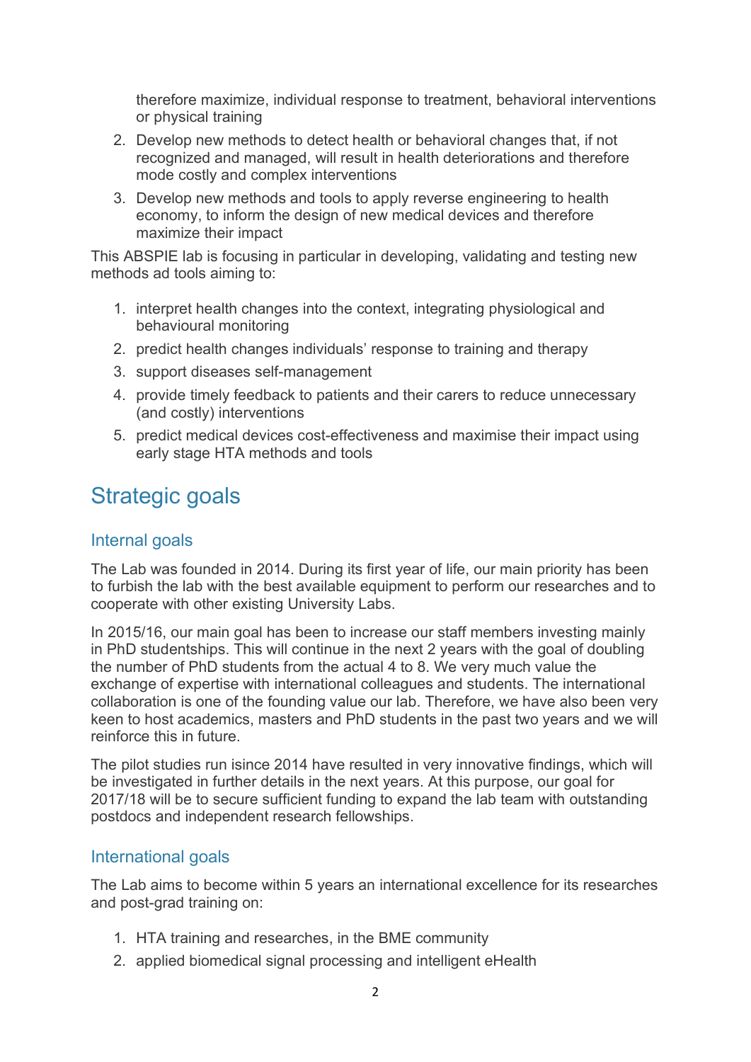therefore maximize, individual response to treatment, behavioral interventions or physical training

2. Develop new methods to detect health or behavioral changes that, if not recognized and managed, will result in health deteriorations and therefore mode costly and complex interventions
3. Develop new methods and tools to apply reverse engineering to health economy, to inform the design of new medical devices and therefore maximize their impact

This ABSPIE lab is focusing in particular in developing, validating and testing new methods ad tools aiming to:

1. interpret health changes into the context, integrating physiological and behavioural monitoring
2. predict health changes individuals' response to training and therapy
3. support diseases self-management
4. provide timely feedback to patients and their carers to reduce unnecessary (and costly) interventions
5. predict medical devices cost-effectiveness and maximise their impact using early stage HTA methods and tools

# Strategic goals

## Internal goals

The Lab was founded in 2014. During its first year of life, our main priority has been to furbish the lab with the best available equipment to perform our researches and to cooperate with other existing University Labs.

In 2015/16, our main goal has been to increase our staff members investing mainly in PhD studentships. This will continue in the next 2 years with the goal of doubling the number of PhD students from the actual 4 to 8. We very much value the exchange of expertise with international colleagues and students. The international collaboration is one of the founding value our lab. Therefore, we have also been very keen to host academics, masters and PhD students in the past two years and we will reinforce this in future.

The pilot studies run isince 2014 have resulted in very innovative findings, which will be investigated in further details in the next years. At this purpose, our goal for 2017/18 will be to secure sufficient funding to expand the lab team with outstanding postdocs and independent research fellowships.

## International goals

The Lab aims to become within 5 years an international excellence for its researches and post-grad training on:

1. HTA training and researches, in the BME community
2. applied biomedical signal processing and intelligent eHealth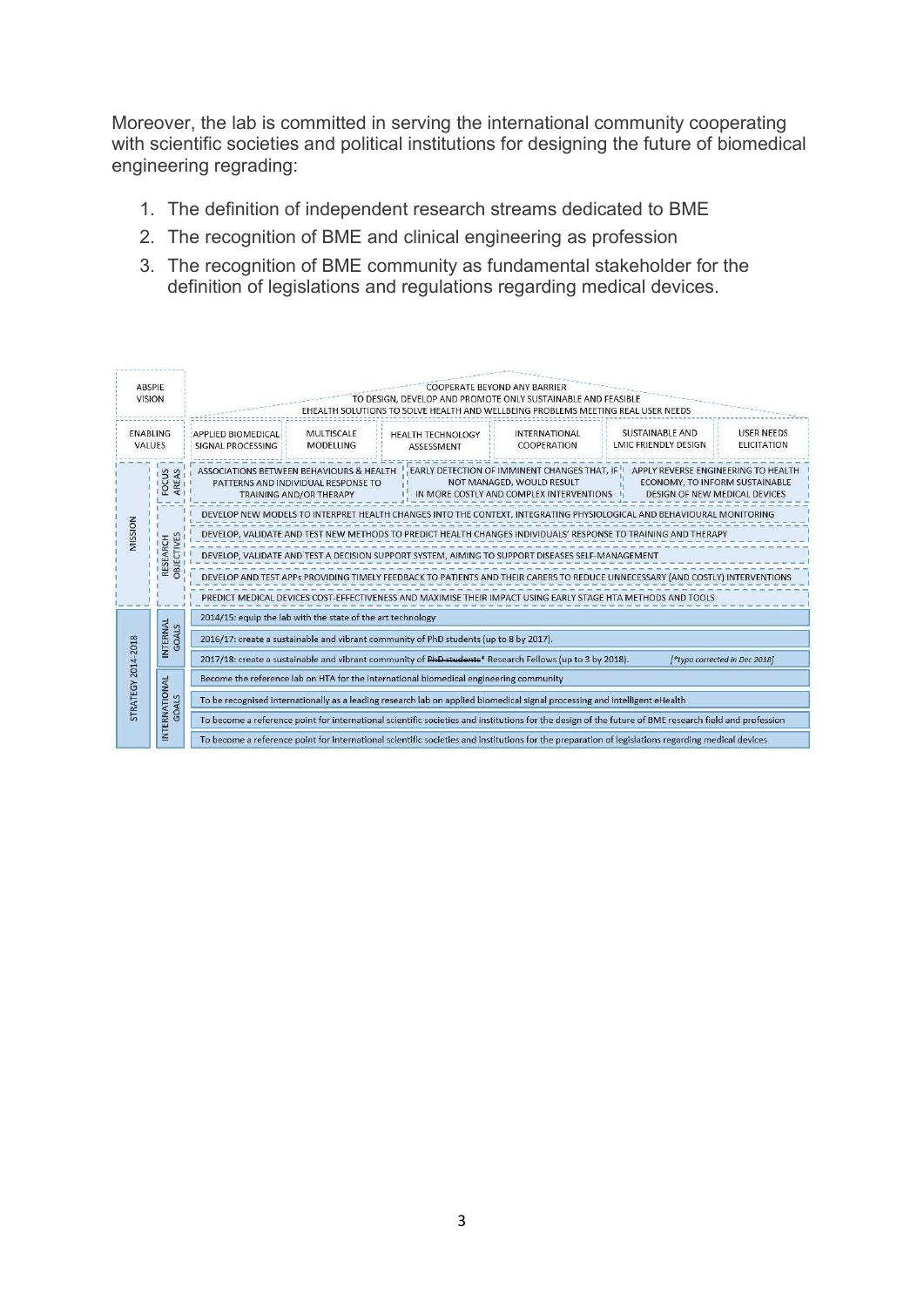Moreover, the lab is committed in serving the international community cooperating with scientific societies and political institutions for designing the future of biomedical engineering regrading:

1. The definition of independent research streams dedicated to BME
2. The recognition of BME and clinical engineering as profession
3. The recognition of BME community as fundamental stakeholder for the definition of legislations and regulations regarding medical devices.

| | | | | | | | |
|---|---|---|---|---|---|---|---|
| ABSPIE VISION | | COOPERATE BEYOND ANY BARRIER<br>TO DESIGN, DEVELOP AND PROMOTE ONLY SUSTAINABLE AND FEASIBLE<br>EHEALTH SOLUTIONS TO SOLVE HEALTH AND WELLBEING PROBLEMS MEETING REAL USER NEEDS | | | | | |
| ENABLING VALUES | | APPLIED BIOMEDICAL SIGNAL PROCESSING | MULTISCALE MODELLING | HEALTH TECHNOLOGY ASSESSMENT | INTERNATIONAL COOPERATION | SUSTAINABLE AND LMIC FRIENDLY DESIGN | USER NEEDS ELICITATION |
| MISSION | FOCUS AREAS | ASSOCIATIONS BETWEEN BEHAVIOURS & HEALTH PATTERNS AND INDIVIDUAL RESPONSE TO TRAINING AND/OR THERAPY | | EARLY DETECTION OF IMMINENT CHANGES THAT, IF NOT MANAGED, WOULD RESULT IN MORE COSTLY AND COMPLEX INTERVENTIONS | | APPLY REVERSE ENGINEERING TO HEALTH ECONOMY, TO INFORM SUSTAINABLE DESIGN OF NEW MEDICAL DEVICES | |
| | RESEARCH OBJECTIVES | DEVELOP NEW MODELS TO INTERPRET HEALTH CHANGES INTO THE CONTEXT, INTEGRATING PHYSIOLOGICAL AND BEHAVIOURAL MONITORING | | | | | |
| | | DEVELOP, VALIDATE AND TEST NEW METHODS TO PREDICT HEALTH CHANGES INDIVIDUALS' RESPONSE TO TRAINING AND THERAPY | | | | | |
| | | DEVELOP, VALIDATE AND TEST A DECISION SUPPORT SYSTEM, AIMING TO SUPPORT DISEASES SELF-MANAGEMENT | | | | | |
| | | DEVELOP AND TEST APPs PROVIDING TIMELY FEEDBACK TO PATIENTS AND THEIR CARERS TO REDUCE UNNECESSARY (AND COSTLY) INTERVENTIONS | | | | | |
| | | PREDICT MEDICAL DEVICES COST-EFFECTIVENESS AND MAXIMISE THEIR IMPACT USING EARLY STAGE HTA METHODS AND TOOLS | | | | | |
| STRATEGY 2014-2018 | INTERNAL GOALS | 2014/15: equip the lab with the state of the art technology | | | | | |
| | | 2016/17: create a sustainable and vibrant community of PhD students (up to 8 by 2017). | | | | | |
| | | 2017/18: create a sustainable and vibrant community of ~~PhD students~~* Research Fellows (up to 3 by 2018). *[*typo corrected in Dec 2018]* | | | | | |
| | INTERNATIONAL GOALS | Become the reference lab on HTA for the international biomedical engineering community | | | | | |
| | | To be recognised internationally as a leading research lab on applied biomedical signal processing and intelligent eHealth | | | | | |
| | | To become a reference point for international scientific societies and institutions for the design of the future of BME research field and profession | | | | | |
| | | To become a reference point for international scientific societies and institutions for the preparation of legislations regarding medical devices | | | | | |